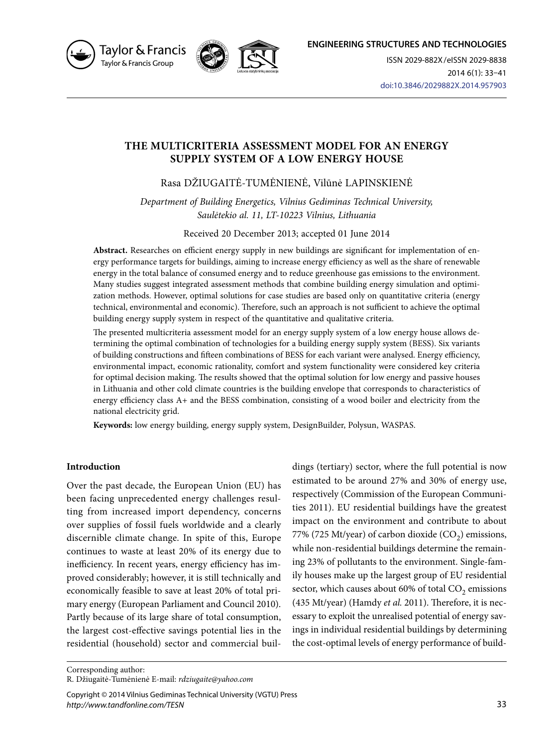# THE MULTICRITERIA ASSESSMENT MODEL FOR AN ENERGY SUPPLY SYSTEM OF A LOW ENERGY HOUSE

Rasa DŽIUGAITĖ-TUMĖNIENĖ, Vilūnė LAPINSKIENĖ

*Department of Building Energetics, Vilnius Gediminas Technical University, Saulėtekio al. 11, LT-10223 Vilnius, Lithuania*

Received 20 December 2013; accepted 01 June 2014

**Abstract.** Researches on efficient energy supply in new buildings are significant for implementation of energy performance targets for buildings, aiming to increase energy efficiency as well as the share of renewable energy in the total balance of consumed energy and to reduce greenhouse gas emissions to the environment. Many studies suggest integrated assessment methods that combine building energy simulation and optimization methods. However, optimal solutions for case studies are based only on quantitative criteria (energy technical, environmental and economic). Therefore, such an approach is not sufficient to achieve the optimal building energy supply system in respect of the quantitative and qualitative criteria.

The presented multicriteria assessment model for an energy supply system of a low energy house allows determining the optimal combination of technologies for a building energy supply system (BESS). Six variants of building constructions and fifteen combinations of BESS for each variant were analysed. Energy efficiency, environmental impact, economic rationality, comfort and system functionality were considered key criteria for optimal decision making. The results showed that the optimal solution for low energy and passive houses in Lithuania and other cold climate countries is the building envelope that corresponds to characteristics of energy efficiency class A+ and the BESS combination, consisting of a wood boiler and electricity from the national electricity grid.

**Keywords:** low energy building, energy supply system, DesignBuilder, Polysun, WASPAS.

## Introduction

Over the past decade, the European Union (EU) has been facing unprecedented energy challenges resulting from increased import dependency, concerns over supplies of fossil fuels worldwide and a clearly discernible climate change. In spite of this, Europe continues to waste at least 20% of its energy due to inefficiency. In recent years, energy efficiency has improved considerably; however, it is still technically and economically feasible to save at least 20% of total primary energy (European Parliament and Council 2010). Partly because of its large share of total consumption, the largest cost-effective savings potential lies in the residential (household) sector and commercial buildings (tertiary) sector, where the full potential is now estimated to be around 27% and 30% of energy use, respectively (Commission of the European Communities 2011). EU residential buildings have the greatest impact on the environment and contribute to about 77% (725 Mt/year) of carbon dioxide ($CO_2$) emissions, while non-residential buildings determine the remaining 23% of pollutants to the environment. Single-family houses make up the largest group of EU residential sector, which causes about 60% of total $CO_2$ emissions (435 Mt/year) (Hamdy *et al.* 2011). Therefore, it is necessary to exploit the unrealised potential of energy savings in individual residential buildings by determining the cost-optimal levels of energy performance of build-

Corresponding author:
R. Džiugaitė-Tumėnienė E-mail: *rdziugaite@yahoo.com*

Copyright © 2014 Vilnius Gediminas Technical University (VGTU) Press
*http://www.tandfonline.com/TESN*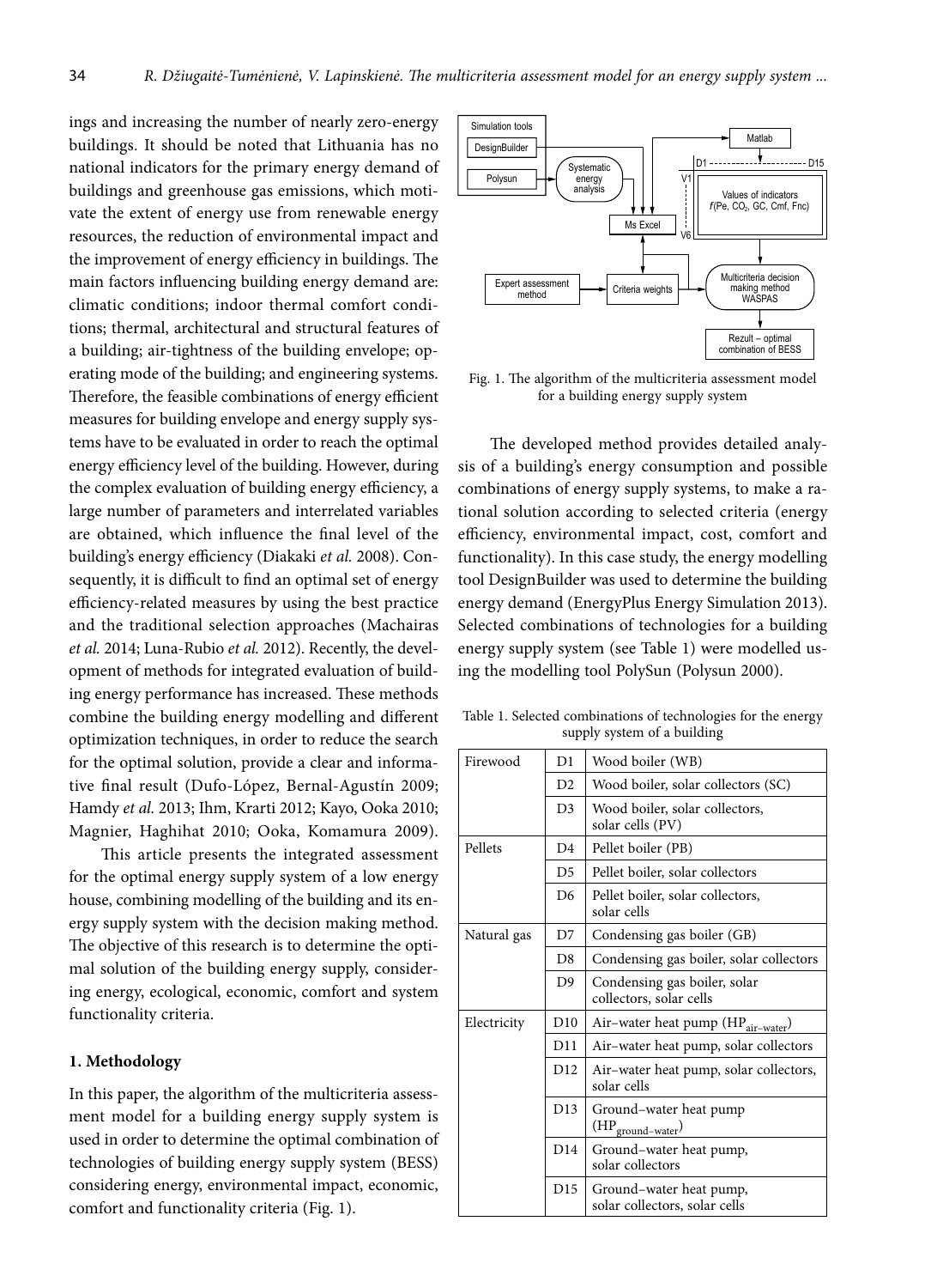ings and increasing the number of nearly zero-energy buildings. It should be noted that Lithuania has no national indicators for the primary energy demand of buildings and greenhouse gas emissions, which motivate the extent of energy use from renewable energy resources, the reduction of environmental impact and the improvement of energy efficiency in buildings. The main factors influencing building energy demand are: climatic conditions; indoor thermal comfort conditions; thermal, architectural and structural features of a building; air-tightness of the building envelope; operating mode of the building; and engineering systems. Therefore, the feasible combinations of energy efficient measures for building envelope and energy supply systems have to be evaluated in order to reach the optimal energy efficiency level of the building. However, during the complex evaluation of building energy efficiency, a large number of parameters and interrelated variables are obtained, which influence the final level of the building's energy efficiency (Diakaki *et al.* 2008). Consequently, it is difficult to find an optimal set of energy efficiency-related measures by using the best practice and the traditional selection approaches (Machairas *et al.* 2014; Luna-Rubio *et al.* 2012). Recently, the development of methods for integrated evaluation of building energy performance has increased. These methods combine the building energy modelling and different optimization techniques, in order to reduce the search for the optimal solution, provide a clear and informative final result (Dufo-López, Bernal-Agustín 2009; Hamdy *et al.* 2013; Ihm, Krarti 2012; Kayo, Ooka 2010; Magnier, Haghihat 2010; Ooka, Komamura 2009).

This article presents the integrated assessment for the optimal energy supply system of a low energy house, combining modelling of the building and its energy supply system with the decision making method. The objective of this research is to determine the optimal solution of the building energy supply, considering energy, ecological, economic, comfort and system functionality criteria.

## 1. Methodology

In this paper, the algorithm of the multicriteria assessment model for a building energy supply system is used in order to determine the optimal combination of technologies of building energy supply system (BESS) considering energy, environmental impact, economic, comfort and functionality criteria (Fig. 1).

Simulation tools
DesignBuilder
Polysun
Systematic energy analysis
Matlab
D1 D15
V1
V6
Values of indicators $f$(Pe, $CO_2$, GC, Cmf, Fnc)
Ms Excel
Expert assessment method
Criteria weights
Multicriteria decision making method WASPAS
Rezult – optimal combination of BESS

Fig. 1. The algorithm of the multicriteria assessment model for a building energy supply system

The developed method provides detailed analysis of a building's energy consumption and possible combinations of energy supply systems, to make a rational solution according to selected criteria (energy efficiency, environmental impact, cost, comfort and functionality). In this case study, the energy modelling tool DesignBuilder was used to determine the building energy demand (EnergyPlus Energy Simulation 2013). Selected combinations of technologies for a building energy supply system (see Table 1) were modelled using the modelling tool PolySun (Polysun 2000).

Table 1. Selected combinations of technologies for the energy supply system of a building

| | | |
|---|---|---|
| Firewood | D1 | Wood boiler (WB) |
| | D2 | Wood boiler, solar collectors (SC) |
| | D3 | Wood boiler, solar collectors, solar cells (PV) |
| Pellets | D4 | Pellet boiler (PB) |
| | D5 | Pellet boiler, solar collectors |
| | D6 | Pellet boiler, solar collectors, solar cells |
| Natural gas | D7 | Condensing gas boiler (GB) |
| | D8 | Condensing gas boiler, solar collectors |
| | D9 | Condensing gas boiler, solar collectors, solar cells |
| Electricity | D10 | Air–water heat pump ($HP_{air–water}$) |
| | D11 | Air–water heat pump, solar collectors |
| | D12 | Air–water heat pump, solar collectors, solar cells |
| | D13 | Ground–water heat pump ($HP_{ground–water}$) |
| | D14 | Ground–water heat pump, solar collectors |
| | D15 | Ground–water heat pump, solar collectors, solar cells |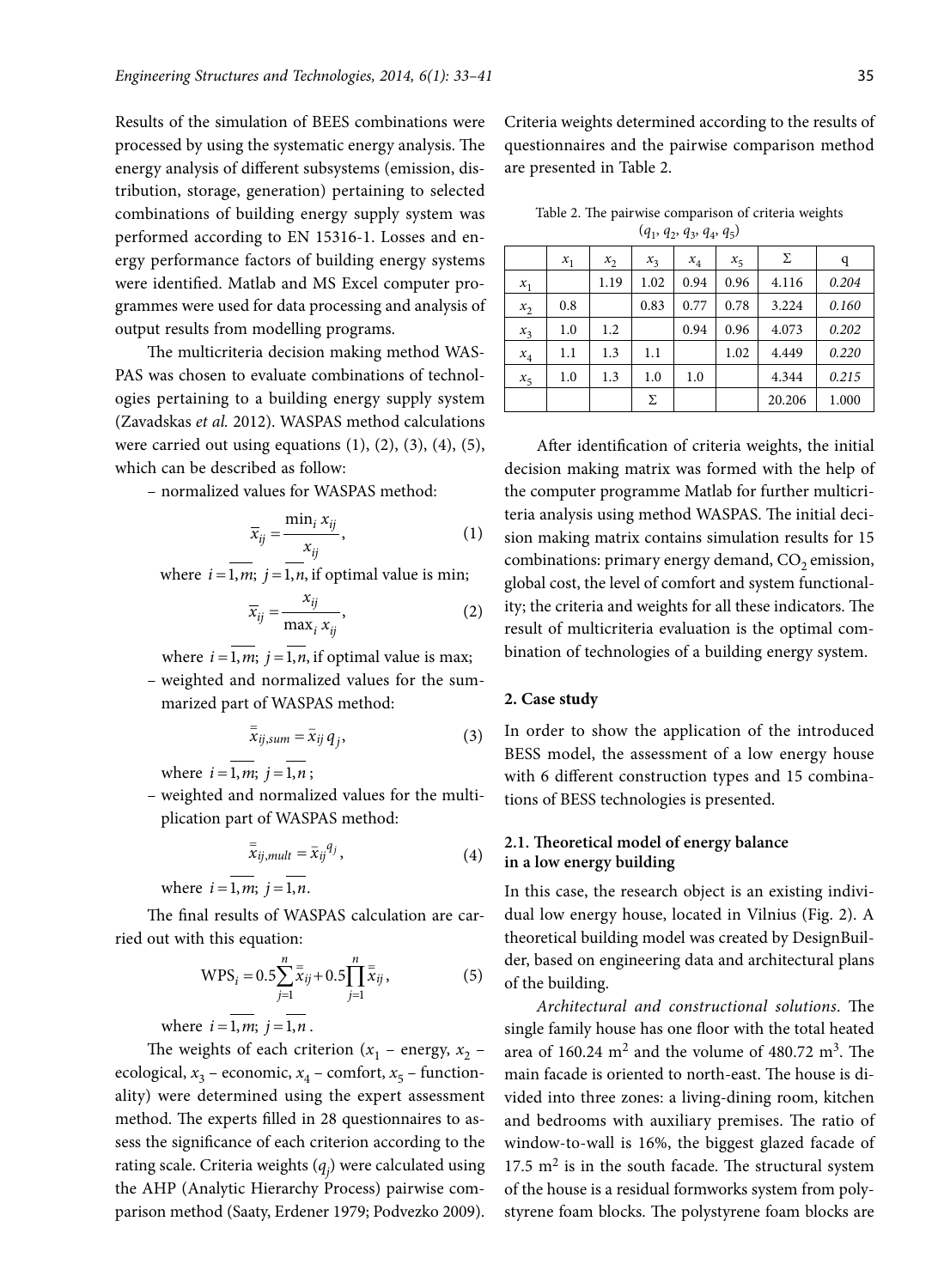Results of the simulation of BEES combinations were processed by using the systematic energy analysis. The energy analysis of different subsystems (emission, distribution, storage, generation) pertaining to selected combinations of building energy supply system was performed according to EN 15316-1. Losses and energy performance factors of building energy systems were identified. Matlab and MS Excel computer programmes were used for data processing and analysis of output results from modelling programs.

The multicriteria decision making method WASPAS was chosen to evaluate combinations of technologies pertaining to a building energy supply system (Zavadskas *et al.* 2012). WASPAS method calculations were carried out using equations (1), (2), (3), (4), (5), which can be described as follow:

– normalized values for WASPAS method:

$$\bar{x}_{ij} = \frac{\min_i x_{ij}}{x_{ij}}, \tag{1}$$

where $i = \overline{1,m};\ j = \overline{1,n}$, if optimal value is min;

$$\bar{x}_{ij} = \frac{x_{ij}}{\max_i x_{ij}}, \tag{2}$$

where $i = \overline{1,m};\ j = \overline{1,n}$, if optimal value is max;

– weighted and normalized values for the summarized part of WASPAS method:

$$\bar{\bar{x}}_{ij,sum} = \bar{x}_{ij}\, q_j, \tag{3}$$

where $i = \overline{1,m};\ j = \overline{1,n}$;

– weighted and normalized values for the multiplication part of WASPAS method:

$$\bar{\bar{x}}_{ij,mult} = \bar{x}_{ij}^{\,q_j}, \tag{4}$$

where $i = \overline{1,m};\ j = \overline{1,n}$.

The final results of WASPAS calculation are carried out with this equation:

$$\mathrm{WPS}_i = 0.5\sum_{j=1}^{n} \bar{\bar{x}}_{ij} + 0.5\prod_{j=1}^{n} \bar{\bar{x}}_{ij}, \tag{5}$$

where $i = \overline{1,m};\ j = \overline{1,n}$.

The weights of each criterion ($x_1$ – energy, $x_2$ – ecological, $x_3$ – economic, $x_4$ – comfort, $x_5$ – functionality) were determined using the expert assessment method. The experts filled in 28 questionnaires to assess the significance of each criterion according to the rating scale. Criteria weights ($q_j$) were calculated using the AHP (Analytic Hierarchy Process) pairwise comparison method (Saaty, Erdener 1979; Podvezko 2009). Criteria weights determined according to the results of questionnaires and the pairwise comparison method are presented in Table 2.

Table 2. The pairwise comparison of criteria weights ($q_1$, $q_2$, $q_3$, $q_4$, $q_5$)

| | $x_1$ | $x_2$ | $x_3$ | $x_4$ | $x_5$ | Σ | q |
|---|---|---|---|---|---|---|---|
| $x_1$ | | 1.19 | 1.02 | 0.94 | 0.96 | 4.116 | *0.204* |
| $x_2$ | 0.8 | | 0.83 | 0.77 | 0.78 | 3.224 | *0.160* |
| $x_3$ | 1.0 | 1.2 | | 0.94 | 0.96 | 4.073 | *0.202* |
| $x_4$ | 1.1 | 1.3 | 1.1 | | 1.02 | 4.449 | *0.220* |
| $x_5$ | 1.0 | 1.3 | 1.0 | 1.0 | | 4.344 | *0.215* |
| | | | Σ | | | 20.206 | 1.000 |

After identification of criteria weights, the initial decision making matrix was formed with the help of the computer programme Matlab for further multicriteria analysis using method WASPAS. The initial decision making matrix contains simulation results for 15 combinations: primary energy demand, $CO_2$ emission, global cost, the level of comfort and system functionality; the criteria and weights for all these indicators. The result of multicriteria evaluation is the optimal combination of technologies of a building energy system.

## 2. Case study

In order to show the application of the introduced BESS model, the assessment of a low energy house with 6 different construction types and 15 combinations of BESS technologies is presented.

### 2.1. Theoretical model of energy balance in a low energy building

In this case, the research object is an existing individual low energy house, located in Vilnius (Fig. 2). A theoretical building model was created by DesignBuilder, based on engineering data and architectural plans of the building.

*Architectural and constructional solutions*. The single family house has one floor with the total heated area of 160.24 m$^2$ and the volume of 480.72 m$^3$. The main facade is oriented to north-east. The house is divided into three zones: a living-dining room, kitchen and bedrooms with auxiliary premises. The ratio of window-to-wall is 16%, the biggest glazed facade of 17.5 m$^2$ is in the south facade. The structural system of the house is a residual formworks system from polystyrene foam blocks. The polystyrene foam blocks are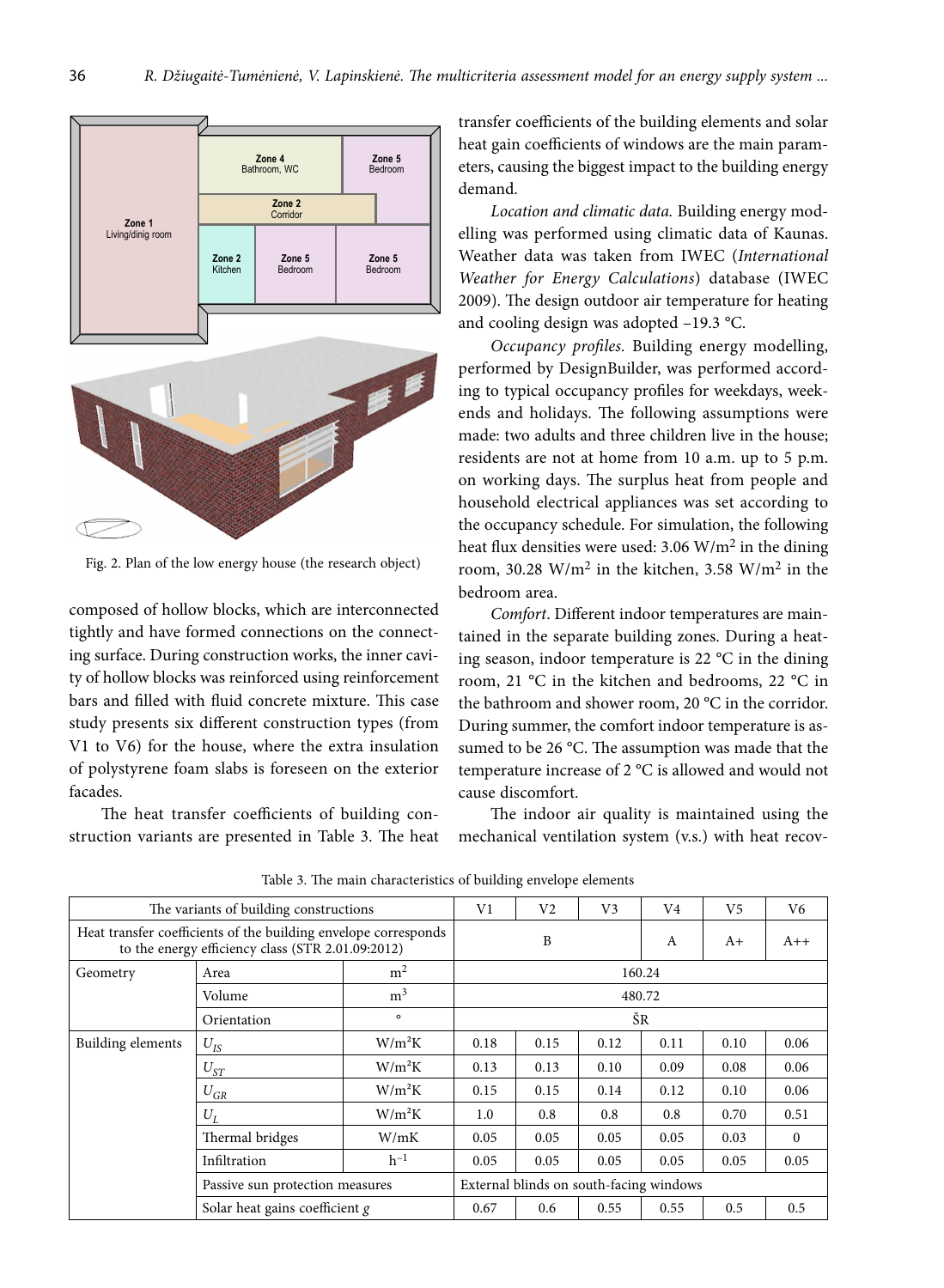Fig. 2. Plan of the low energy house (the research object)

composed of hollow blocks, which are interconnected tightly and have formed connections on the connecting surface. During construction works, the inner cavity of hollow blocks was reinforced using reinforcement bars and filled with fluid concrete mixture. This case study presents six different construction types (from V1 to V6) for the house, where the extra insulation of polystyrene foam slabs is foreseen on the exterior facades.

The heat transfer coefficients of building construction variants are presented in Table 3. The heat transfer coefficients of the building elements and solar heat gain coefficients of windows are the main parameters, causing the biggest impact to the building energy demand.

*Location and climatic data.* Building energy modelling was performed using climatic data of Kaunas. Weather data was taken from IWEC (*International Weather for Energy Calculations*) database (IWEC 2009). The design outdoor air temperature for heating and cooling design was adopted –19.3 °C.

*Occupancy profiles.* Building energy modelling, performed by DesignBuilder, was performed according to typical occupancy profiles for weekdays, weekends and holidays. The following assumptions were made: two adults and three children live in the house; residents are not at home from 10 a.m. up to 5 p.m. on working days. The surplus heat from people and household electrical appliances was set according to the occupancy schedule. For simulation, the following heat flux densities were used: 3.06 W/m$^2$ in the dining room, 30.28 W/m$^2$ in the kitchen, 3.58 W/m$^2$ in the bedroom area.

*Comfort*. Different indoor temperatures are maintained in the separate building zones. During a heating season, indoor temperature is 22 °C in the dining room, 21 °C in the kitchen and bedrooms, 22 °C in the bathroom and shower room, 20 °C in the corridor. During summer, the comfort indoor temperature is assumed to be 26 °C. The assumption was made that the temperature increase of 2 °C is allowed and would not cause discomfort.

The indoor air quality is maintained using the mechanical ventilation system (v.s.) with heat recov-

Table 3. The main characteristics of building envelope elements

| The variants of building constructions | | | V1 | V2 | V3 | V4 | V5 | V6 |
|---|---|---|---|---|---|---|---|---|
| Heat transfer coefficients of the building envelope corresponds to the energy efficiency class (STR 2.01.09:2012) | | | B | | | A | A+ | A++ |
| Geometry | Area | m$^2$ | 160.24 | | | | | |
| | Volume | m$^3$ | 480.72 | | | | | |
| | Orientation | ° | ŠR | | | | | |
| Building elements | $U_{IS}$ | W/m$^2$K | 0.18 | 0.15 | 0.12 | 0.11 | 0.10 | 0.06 |
| | $U_{ST}$ | W/m$^2$K | 0.13 | 0.13 | 0.10 | 0.09 | 0.08 | 0.06 |
| | $U_{GR}$ | W/m$^2$K | 0.15 | 0.15 | 0.14 | 0.12 | 0.10 | 0.06 |
| | $U_{L}$ | W/m$^2$K | 1.0 | 0.8 | 0.8 | 0.8 | 0.70 | 0.51 |
| | Thermal bridges | W/mK | 0.05 | 0.05 | 0.05 | 0.05 | 0.03 | 0 |
| | Infiltration | h$^{-1}$ | 0.05 | 0.05 | 0.05 | 0.05 | 0.05 | 0.05 |
| | Passive sun protection measures | | External blinds on south-facing windows | | | | | |
| | Solar heat gains coefficient $g$ | | 0.67 | 0.6 | 0.55 | 0.55 | 0.5 | 0.5 |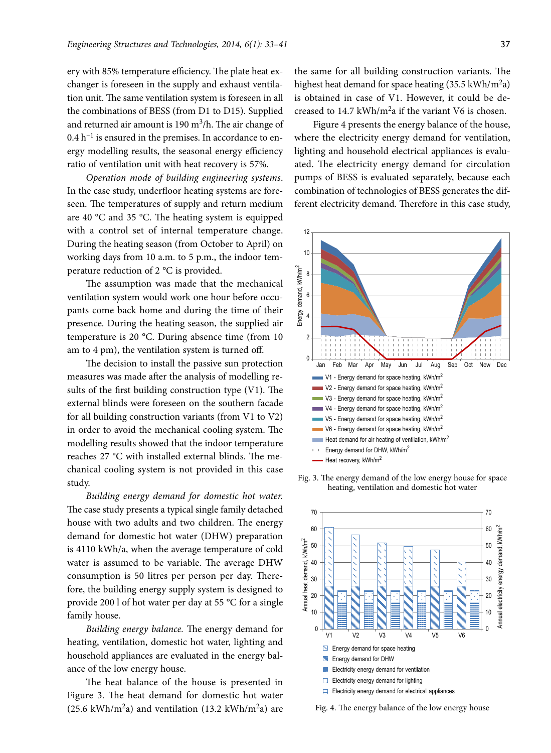ery with 85% temperature efficiency. The plate heat exchanger is foreseen in the supply and exhaust ventilation unit. The same ventilation system is foreseen in all the combinations of BESS (from D1 to D15). Supplied and returned air amount is 190 $m^3$/h. The air change of 0.4 $h^{-1}$ is ensured in the premises. In accordance to energy modelling results, the seasonal energy efficiency ratio of ventilation unit with heat recovery is 57%.

*Operation mode of building engineering systems*. In the case study, underfloor heating systems are foreseen. The temperatures of supply and return medium are 40 °C and 35 °C. The heating system is equipped with a control set of internal temperature change. During the heating season (from October to April) on working days from 10 a.m. to 5 p.m., the indoor temperature reduction of 2 °C is provided.

The assumption was made that the mechanical ventilation system would work one hour before occupants come back home and during the time of their presence. During the heating season, the supplied air temperature is 20 °C. During absence time (from 10 am to 4 pm), the ventilation system is turned off.

The decision to install the passive sun protection measures was made after the analysis of modelling results of the first building construction type (V1). The external blinds were foreseen on the southern facade for all building construction variants (from V1 to V2) in order to avoid the mechanical cooling system. The modelling results showed that the indoor temperature reaches 27 °C with installed external blinds. The mechanical cooling system is not provided in this case study.

*Building energy demand for domestic hot water.* The case study presents a typical single family detached house with two adults and two children. The energy demand for domestic hot water (DHW) preparation is 4110 kWh/a, when the average temperature of cold water is assumed to be variable. The average DHW consumption is 50 litres per person per day. Therefore, the building energy supply system is designed to provide 200 l of hot water per day at 55 °C for a single family house.

*Building energy balance.* The energy demand for heating, ventilation, domestic hot water, lighting and household appliances are evaluated in the energy balance of the low energy house.

The heat balance of the house is presented in Figure 3. The heat demand for domestic hot water (25.6 kWh/$m^2$a) and ventilation (13.2 kWh/$m^2$a) are the same for all building construction variants. The highest heat demand for space heating (35.5 kWh/$m^2$a) is obtained in case of V1. However, it could be decreased to 14.7 kWh/$m^2$a if the variant V6 is chosen.

Figure 4 presents the energy balance of the house, where the electricity energy demand for ventilation, lighting and household electrical appliances is evaluated. The electricity energy demand for circulation pumps of BESS is evaluated separately, because each combination of technologies of BESS generates the different electricity demand. Therefore in this case study,

Energy demand, kWh/m2
12
10
8
6
4
2
0
Jan Feb Mar Apr May Jun Jul Aug Sep Oct Now Dec

V1 - Energy demand for space heating, kWh/m2
V2 - Energy demand for space heating, kWh/m2
V3 - Energy demand for space heating, kWh/m2
V4 - Energy demand for space heating, kWh/m2
V5 - Energy demand for space heating, kWh/m2
V6 - Energy demand for space heating, kWh/m2
Heat demand for air heating of ventilation, kWh/m2
Energy demand for DHW, kWh/m2
Heat recovery, kWh/m2

Fig. 3. The energy demand of the low energy house for space heating, ventilation and domestic hot water

Annual heat demand, kWh/m2
Annual electricity energy demand, kWh/m2
70
60
50
40
30
20
10
0
V1 V2 V3 V4 V5 V6

Energy demand for space heating
Energy demand for DHW
Electricity energy demand for ventilation
Electricity energy demand for lighting
Electricity energy demand for electrical appliances

Fig. 4. The energy balance of the low energy house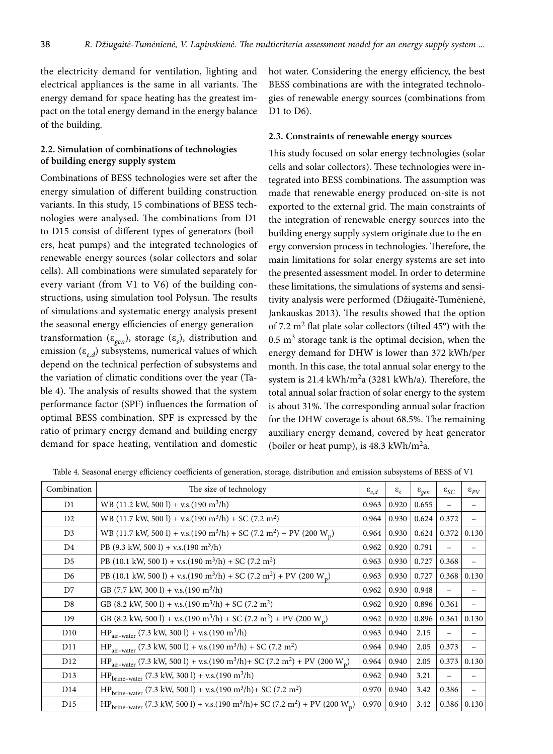the electricity demand for ventilation, lighting and electrical appliances is the same in all variants. The energy demand for space heating has the greatest impact on the total energy demand in the energy balance of the building.

### 2.2. Simulation of combinations of technologies of building energy supply system

Combinations of BESS technologies were set after the energy simulation of different building construction variants. In this study, 15 combinations of BESS technologies were analysed. The combinations from D1 to D15 consist of different types of generators (boilers, heat pumps) and the integrated technologies of renewable energy sources (solar collectors and solar cells). All combinations were simulated separately for every variant (from V1 to V6) of the building constructions, using simulation tool Polysun. The results of simulations and systematic energy analysis present the seasonal energy efficiencies of energy generation-transformation ($\varepsilon_{gen}$), storage ($\varepsilon_{s}$), distribution and emission ($\varepsilon_{e,d}$) subsystems, numerical values of which depend on the technical perfection of subsystems and the variation of climatic conditions over the year (Table 4). The analysis of results showed that the system performance factor (SPF) influences the formation of optimal BESS combination. SPF is expressed by the ratio of primary energy demand and building energy demand for space heating, ventilation and domestic hot water. Considering the energy efficiency, the best BESS combinations are with the integrated technologies of renewable energy sources (combinations from D1 to D6).

### 2.3. Constraints of renewable energy sources

This study focused on solar energy technologies (solar cells and solar collectors). These technologies were integrated into BESS combinations. The assumption was made that renewable energy produced on-site is not exported to the external grid. The main constraints of the integration of renewable energy sources into the building energy supply system originate due to the energy conversion process in technologies. Therefore, the main limitations for solar energy systems are set into the presented assessment model. In order to determine these limitations, the simulations of systems and sensitivity analysis were performed (Džiugaitė-Tumėnienė, Jankauskas 2013). The results showed that the option of 7.2 m$^2$ flat plate solar collectors (tilted 45°) with the 0.5 m$^3$ storage tank is the optimal decision, when the energy demand for DHW is lower than 372 kWh/per month. In this case, the total annual solar energy to the system is 21.4 kWh/m$^2$a (3281 kWh/a). Therefore, the total annual solar fraction of solar energy to the system is about 31%. The corresponding annual solar fraction for the DHW coverage is about 68.5%. The remaining auxiliary energy demand, covered by heat generator (boiler or heat pump), is 48.3 kWh/m$^2$a.

Table 4. Seasonal energy efficiency coefficients of generation, storage, distribution and emission subsystems of BESS of V1

| Combination | The size of technology | $\varepsilon_{e,d}$ | $\varepsilon_{s}$ | $\varepsilon_{gen}$ | $\varepsilon_{SC}$ | $\varepsilon_{PV}$ |
|---|---|---|---|---|---|---|
| D1 | WB (11.2 kW, 500 l) + v.s.(190 m$^3$/h) | 0.963 | 0.920 | 0.655 | – | – |
| D2 | WB (11.7 kW, 500 l) + v.s.(190 m$^3$/h) + SC (7.2 m$^2$) | 0.964 | 0.930 | 0.624 | 0.372 | – |
| D3 | WB (11.7 kW, 500 l) + v.s.(190 m$^3$/h) + SC (7.2 m$^2$) + PV (200 W$_p$) | 0.964 | 0.930 | 0.624 | 0.372 | 0.130 |
| D4 | PB (9.3 kW, 500 l) + v.s.(190 m$^3$/h) | 0.962 | 0.920 | 0.791 | – | – |
| D5 | PB (10.1 kW, 500 l) + v.s.(190 m$^3$/h) + SC (7.2 m$^2$) | 0.963 | 0.930 | 0.727 | 0.368 | – |
| D6 | PB (10.1 kW, 500 l) + v.s.(190 m$^3$/h) + SC (7.2 m$^2$) + PV (200 W$_p$) | 0.963 | 0.930 | 0.727 | 0.368 | 0.130 |
| D7 | GB (7.7 kW, 300 l) + v.s.(190 m$^3$/h) | 0.962 | 0.930 | 0.948 | – | – |
| D8 | GB (8.2 kW, 500 l) + v.s.(190 m$^3$/h) + SC (7.2 m$^2$) | 0.962 | 0.920 | 0.896 | 0.361 | – |
| D9 | GB (8.2 kW, 500 l) + v.s.(190 m$^3$/h) + SC (7.2 m$^2$) + PV (200 W$_p$) | 0.962 | 0.920 | 0.896 | 0.361 | 0.130 |
| D10 | HP$_{air–water}$ (7.3 kW, 300 l) + v.s.(190 m$^3$/h) | 0.963 | 0.940 | 2.15 | – | – |
| D11 | HP$_{air–water}$ (7.3 kW, 500 l) + v.s.(190 m$^3$/h) + SC (7.2 m$^2$) | 0.964 | 0.940 | 2.05 | 0.373 | – |
| D12 | HP$_{air–water}$ (7.3 kW, 500 l) + v.s.(190 m$^3$/h)+ SC (7.2 m$^2$) + PV (200 W$_p$) | 0.964 | 0.940 | 2.05 | 0.373 | 0.130 |
| D13 | HP$_{brine–water}$ (7.3 kW, 300 l) + v.s.(190 m$^3$/h) | 0.962 | 0.940 | 3.21 | – | – |
| D14 | HP$_{brine–water}$ (7.3 kW, 500 l) + v.s.(190 m$^3$/h)+ SC (7.2 m$^2$) | 0.970 | 0.940 | 3.42 | 0.386 | – |
| D15 | HP$_{brine–water}$ (7.3 kW, 500 l) + v.s.(190 m$^3$/h)+ SC (7.2 m$^2$) + PV (200 W$_p$) | 0.970 | 0.940 | 3.42 | 0.386 | 0.130 |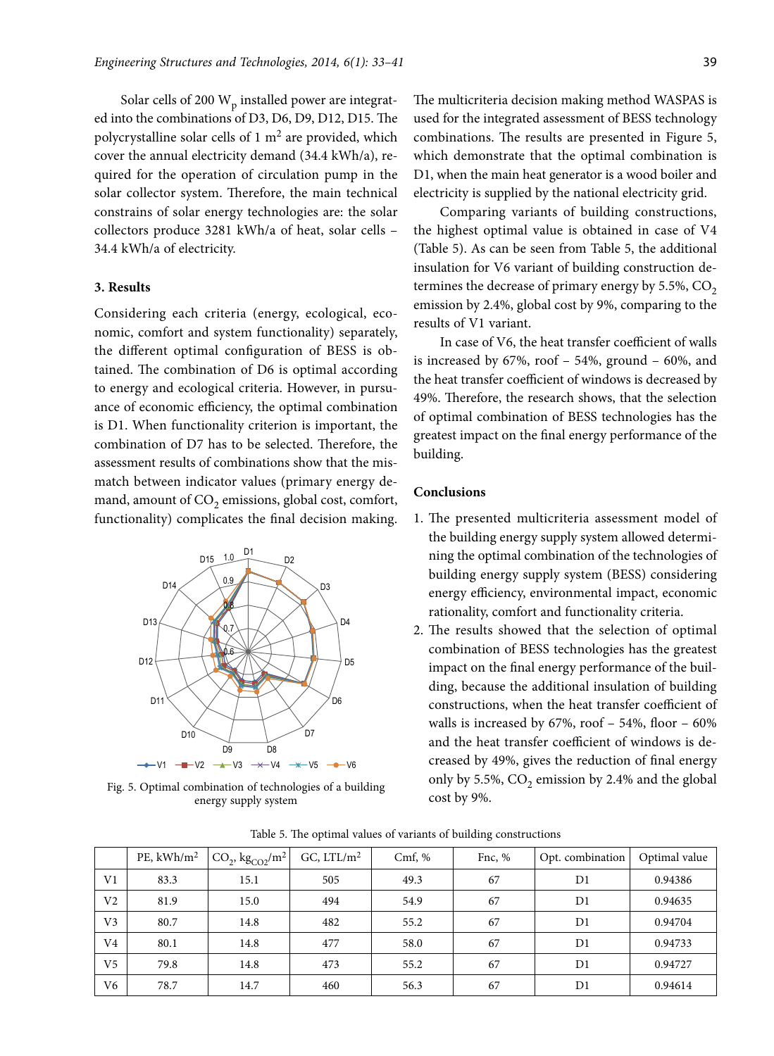Solar cells of 200 $W_p$ installed power are integrated into the combinations of D3, D6, D9, D12, D15. The polycrystalline solar cells of 1 $m^2$ are provided, which cover the annual electricity demand (34.4 kWh/a), required for the operation of circulation pump in the solar collector system. Therefore, the main technical constrains of solar energy technologies are: the solar collectors produce 3281 kWh/a of heat, solar cells – 34.4 kWh/a of electricity.

### 3. Results

Considering each criteria (energy, ecological, economic, comfort and system functionality) separately, the different optimal configuration of BESS is obtained. The combination of D6 is optimal according to energy and ecological criteria. However, in pursuance of economic efficiency, the optimal combination is D1. When functionality criterion is important, the combination of D7 has to be selected. Therefore, the assessment results of combinations show that the mismatch between indicator values (primary energy demand, amount of $CO_2$ emissions, global cost, comfort, functionality) complicates the final decision making.

D1
D2
D3
D4
D5
D6
D7
D8
D9
D10
D11
D12
D13
D14
D15
1.0
0.9
0.8
0.7
0.6
V1
V2
V3
V4
V5
V6

Fig. 5. Optimal combination of technologies of a building energy supply system

The multicriteria decision making method WASPAS is used for the integrated assessment of BESS technology combinations. The results are presented in Figure 5, which demonstrate that the optimal combination is D1, when the main heat generator is a wood boiler and electricity is supplied by the national electricity grid.

Comparing variants of building constructions, the highest optimal value is obtained in case of V4 (Table 5). As can be seen from Table 5, the additional insulation for V6 variant of building construction determines the decrease of primary energy by 5.5%, $CO_2$ emission by 2.4%, global cost by 9%, comparing to the results of V1 variant.

In case of V6, the heat transfer coefficient of walls is increased by 67%, roof – 54%, ground – 60%, and the heat transfer coefficient of windows is decreased by 49%. Therefore, the research shows, that the selection of optimal combination of BESS technologies has the greatest impact on the final energy performance of the building.

### Conclusions

1. The presented multicriteria assessment model of the building energy supply system allowed determining the optimal combination of the technologies of building energy supply system (BESS) considering energy efficiency, environmental impact, economic rationality, comfort and functionality criteria.
2. The results showed that the selection of optimal combination of BESS technologies has the greatest impact on the final energy performance of the building, because the additional insulation of building constructions, when the heat transfer coefficient of walls is increased by 67%, roof – 54%, floor – 60% and the heat transfer coefficient of windows is decreased by 49%, gives the reduction of final energy only by 5.5%, $CO_2$ emission by 2.4% and the global cost by 9%.

Table 5. The optimal values of variants of building constructions

| | PE, kWh/$m^2$ | $CO_2$, $kg_{CO2}/m^2$ | GC, LTL/$m^2$ | Cmf, % | Fnc, % | Opt. combination | Optimal value |
|---|---|---|---|---|---|---|---|
| V1 | 83.3 | 15.1 | 505 | 49.3 | 67 | D1 | 0.94386 |
| V2 | 81.9 | 15.0 | 494 | 54.9 | 67 | D1 | 0.94635 |
| V3 | 80.7 | 14.8 | 482 | 55.2 | 67 | D1 | 0.94704 |
| V4 | 80.1 | 14.8 | 477 | 58.0 | 67 | D1 | 0.94733 |
| V5 | 79.8 | 14.8 | 473 | 55.2 | 67 | D1 | 0.94727 |
| V6 | 78.7 | 14.7 | 460 | 56.3 | 67 | D1 | 0.94614 |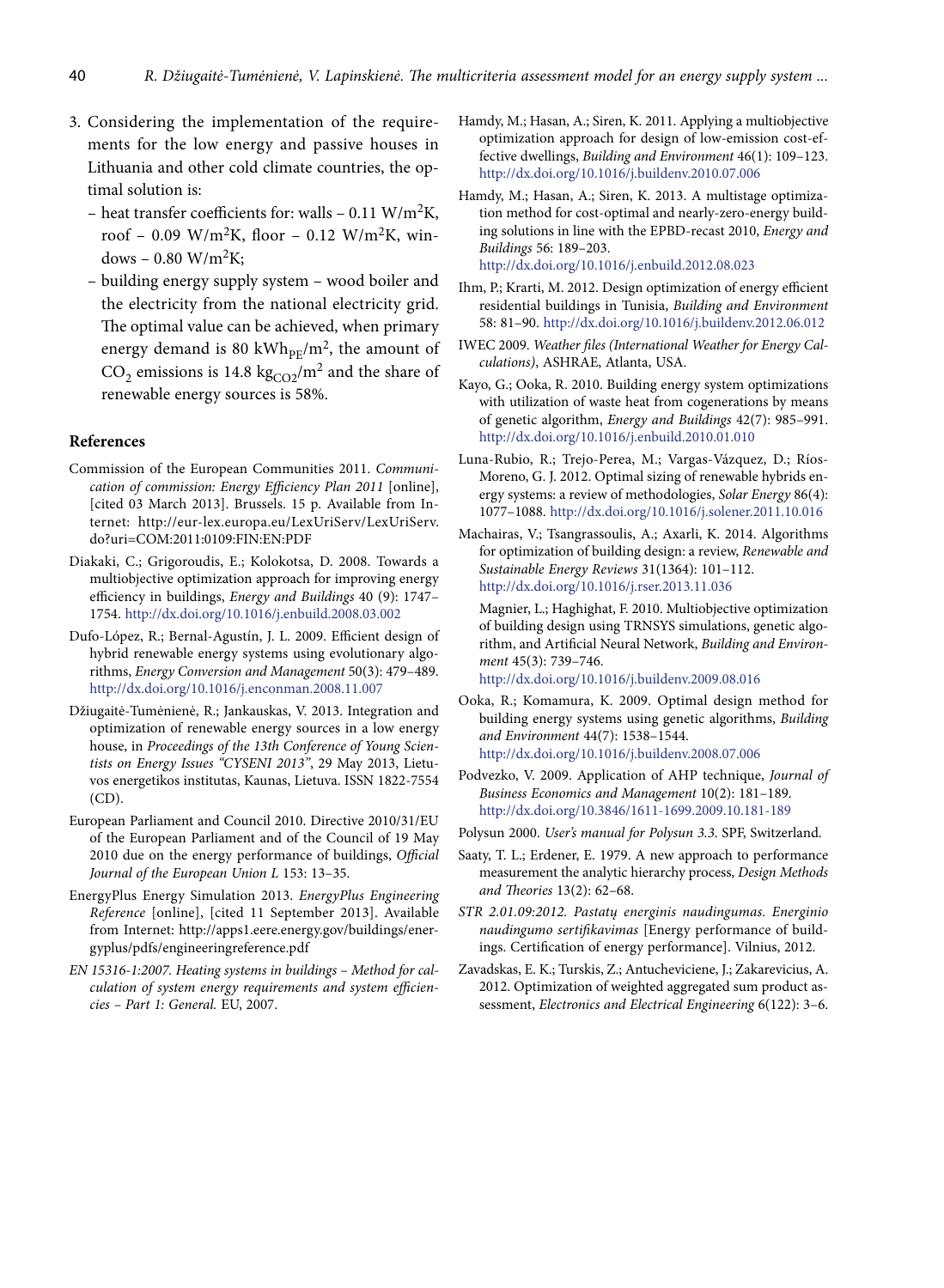3. Considering the implementation of the requirements for the low energy and passive houses in Lithuania and other cold climate countries, the optimal solution is:
   - heat transfer coefficients for: walls – 0.11 $W/m^2K$, roof – 0.09 $W/m^2K$, floor – 0.12 $W/m^2K$, windows – 0.80 $W/m^2K$;
   - building energy supply system – wood boiler and the electricity from the national electricity grid. The optimal value can be achieved, when primary energy demand is 80 $kWh_{PE}/m^2$, the amount of $CO_2$ emissions is 14.8 $kg_{CO2}/m^2$ and the share of renewable energy sources is 58%.

## References

Commission of the European Communities 2011. *Communication of commission: Energy Efficiency Plan 2011* [online], [cited 03 March 2013]. Brussels. 15 p. Available from Internet: http://eur-lex.europa.eu/LexUriServ/LexUriServ.do?uri=COM:2011:0109:FIN:EN:PDF

Diakaki, C.; Grigoroudis, E.; Kolokotsa, D. 2008. Towards a multiobjective optimization approach for improving energy efficiency in buildings, *Energy and Buildings* 40 (9): 1747–1754. http://dx.doi.org/10.1016/j.enbuild.2008.03.002

Dufo-López, R.; Bernal-Agustín, J. L. 2009. Efficient design of hybrid renewable energy systems using evolutionary algorithms, *Energy Conversion and Management* 50(3): 479–489. http://dx.doi.org/10.1016/j.enconman.2008.11.007

Džiugaitė-Tumėnienė, R.; Jankauskas, V. 2013. Integration and optimization of renewable energy sources in a low energy house, in *Proceedings of the 13th Conference of Young Scientists on Energy Issues "CYSENI 2013"*, 29 May 2013, Lietuvos energetikos institutas, Kaunas, Lietuva. ISSN 1822-7554 (CD).

European Parliament and Council 2010. Directive 2010/31/EU of the European Parliament and of the Council of 19 May 2010 due on the energy performance of buildings, *Official Journal of the European Union L* 153: 13–35.

EnergyPlus Energy Simulation 2013. *EnergyPlus Engineering Reference* [online], [cited 11 September 2013]. Available from Internet: http://apps1.eere.energy.gov/buildings/energyplus/pdfs/engineeringreference.pdf

*EN 15316-1:2007. Heating systems in buildings – Method for calculation of system energy requirements and system efficiencies – Part 1: General.* EU, 2007.

Hamdy, M.; Hasan, A.; Siren, K. 2011. Applying a multiobjective optimization approach for design of low-emission cost-effective dwellings, *Building and Environment* 46(1): 109–123. http://dx.doi.org/10.1016/j.buildenv.2010.07.006

Hamdy, M.; Hasan, A.; Siren, K. 2013. A multistage optimization method for cost-optimal and nearly-zero-energy building solutions in line with the EPBD-recast 2010, *Energy and Buildings* 56: 189–203. http://dx.doi.org/10.1016/j.enbuild.2012.08.023

Ihm, P.; Krarti, M. 2012. Design optimization of energy efficient residential buildings in Tunisia, *Building and Environment* 58: 81–90. http://dx.doi.org/10.1016/j.buildenv.2012.06.012

IWEC 2009. *Weather files (International Weather for Energy Calculations)*, ASHRAE, Atlanta, USA.

Kayo, G.; Ooka, R. 2010. Building energy system optimizations with utilization of waste heat from cogenerations by means of genetic algorithm, *Energy and Buildings* 42(7): 985–991. http://dx.doi.org/10.1016/j.enbuild.2010.01.010

Luna-Rubio, R.; Trejo-Perea, M.; Vargas-Vázquez, D.; Ríos-Moreno, G. J. 2012. Optimal sizing of renewable hybrids energy systems: a review of methodologies, *Solar Energy* 86(4): 1077–1088. http://dx.doi.org/10.1016/j.solener.2011.10.016

Machairas, V.; Tsangrassoulis, A.; Axarli, K. 2014. Algorithms for optimization of building design: a review, *Renewable and Sustainable Energy Reviews* 31(1364): 101–112. http://dx.doi.org/10.1016/j.rser.2013.11.036

Magnier, L.; Haghighat, F. 2010. Multiobjective optimization of building design using TRNSYS simulations, genetic algorithm, and Artificial Neural Network, *Building and Environment* 45(3): 739–746. http://dx.doi.org/10.1016/j.buildenv.2009.08.016

Ooka, R.; Komamura, K. 2009. Optimal design method for building energy systems using genetic algorithms, *Building and Environment* 44(7): 1538–1544. http://dx.doi.org/10.1016/j.buildenv.2008.07.006

Podvezko, V. 2009. Application of AHP technique, *Journal of Business Economics and Management* 10(2): 181–189. http://dx.doi.org/10.3846/1611-1699.2009.10.181-189

Polysun 2000. *User's manual for Polysun 3.3.* SPF, Switzerland.

Saaty, T. L.; Erdener, E. 1979. A new approach to performance measurement the analytic hierarchy process, *Design Methods and Theories* 13(2): 62–68.

*STR 2.01.09:2012. Pastatų energinis naudingumas. Energinio naudingumo sertifikavimas* [Energy performance of buildings. Certification of energy performance]. Vilnius, 2012.

Zavadskas, E. K.; Turskis, Z.; Antucheviciene, J.; Zakarevicius, A. 2012. Optimization of weighted aggregated sum product assessment, *Electronics and Electrical Engineering* 6(122): 3–6.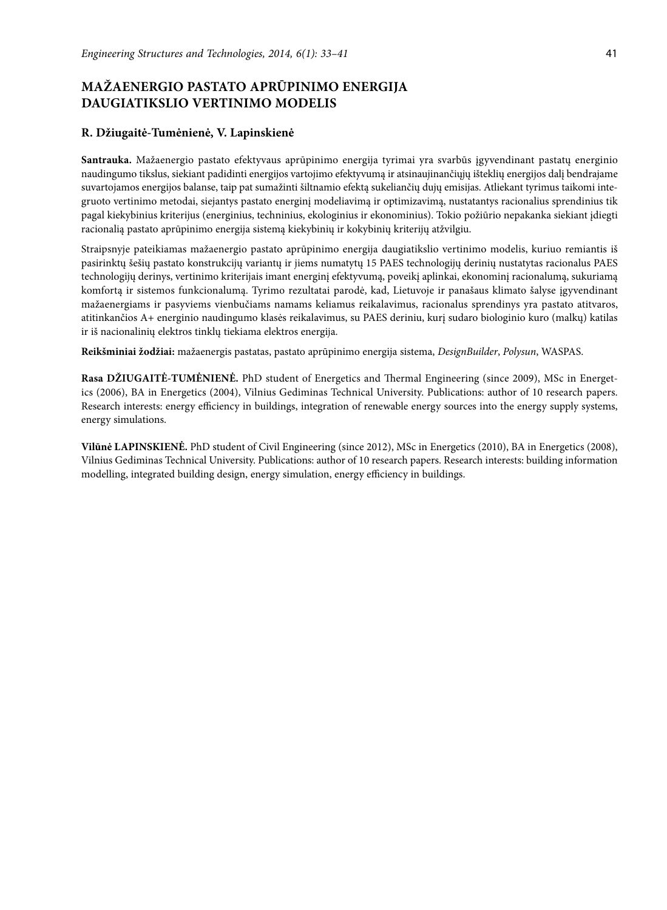# MAŽAENERGIO PASTATO APRŪPINIMO ENERGIJA DAUGIATIKSLIO VERTINIMO MODELIS

**R. Džiugaitė-Tumėnienė, V. Lapinskienė**

**Santrauka.** Mažaenergio pastato efektyvaus aprūpinimo energija tyrimai yra svarbūs įgyvendinant pastatų energinio naudingumo tikslus, siekiant padidinti energijos vartojimo efektyvumą ir atsinaujinančiųjų išteklių energijos dalį bendrajame suvartojamos energijos balanse, taip pat sumažinti šiltnamio efektą sukeliančių dujų emisijas. Atliekant tyrimus taikomi integruoto vertinimo metodai, siejantys pastato energinį modeliavimą ir optimizavimą, nustatantys racionalius sprendinius tik pagal kiekybinius kriterijus (energinius, techninius, ekologinius ir ekonominius). Tokio požiūrio nepakanka siekiant įdiegti racionalią pastato aprūpinimo energija sistemą kiekybinių ir kokybinių kriterijų atžvilgiu.

Straipsnyje pateikiamas mažaenergio pastato aprūpinimo energija daugiatikslio vertinimo modelis, kuriuo remiantis iš pasirinktų šešių pastato konstrukcijų variantų ir jiems numatytų 15 PAES technologijų derinių nustatytas racionalus PAES technologijų derinys, vertinimo kriterijais imant energinį efektyvumą, poveikį aplinkai, ekonominį racionalumą, sukuriamą komfortą ir sistemos funkcionalumą. Tyrimo rezultatai parodė, kad, Lietuvoje ir panašaus klimato šalyse įgyvendinant mažaenergiams ir pasyviems vienbučiams namams keliamus reikalavimus, racionalus sprendinys yra pastato atitvaros, atitinkančios A+ energinio naudingumo klasės reikalavimus, su PAES deriniu, kurį sudaro biologinio kuro (malkų) katilas ir iš nacionalinių elektros tinklų tiekiama elektros energija.

**Reikšminiai žodžiai:** mažaenergis pastatas, pastato aprūpinimo energija sistema, *DesignBuilder*, *Polysun*, WASPAS.

**Rasa DŽIUGAITĖ-TUMĖNIENĖ.** PhD student of Energetics and Thermal Engineering (since 2009), MSc in Energetics (2006), BA in Energetics (2004), Vilnius Gediminas Technical University. Publications: author of 10 research papers. Research interests: energy efficiency in buildings, integration of renewable energy sources into the energy supply systems, energy simulations.

**Vilūnė LAPINSKIENĖ.** PhD student of Civil Engineering (since 2012), MSc in Energetics (2010), BA in Energetics (2008), Vilnius Gediminas Technical University. Publications: author of 10 research papers. Research interests: building information modelling, integrated building design, energy simulation, energy efficiency in buildings.